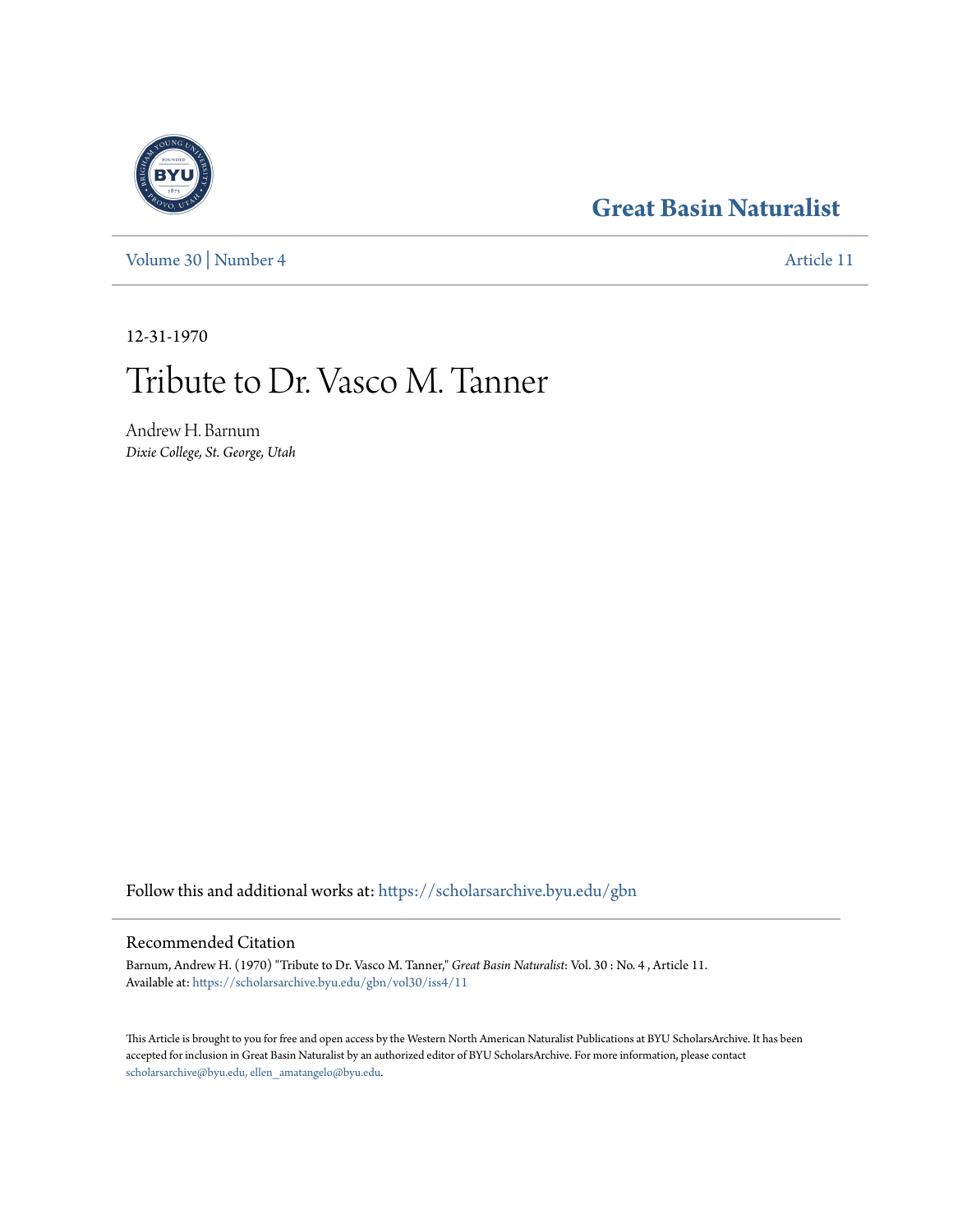Great Basin Naturalist

Volume 30 | Number 4 — Article 11

12-31-1970

# Tribute to Dr. Vasco M. Tanner

Andrew H. Barnum
*Dixie College, St. George, Utah*

Follow this and additional works at: https://scholarsarchive.byu.edu/gbn

## Recommended Citation

Barnum, Andrew H. (1970) "Tribute to Dr. Vasco M. Tanner," *Great Basin Naturalist*: Vol. 30 : No. 4 , Article 11.
Available at: https://scholarsarchive.byu.edu/gbn/vol30/iss4/11

This Article is brought to you for free and open access by the Western North American Naturalist Publications at BYU ScholarsArchive. It has been accepted for inclusion in Great Basin Naturalist by an authorized editor of BYU ScholarsArchive. For more information, please contact scholarsarchive@byu.edu, ellen_amatangelo@byu.edu.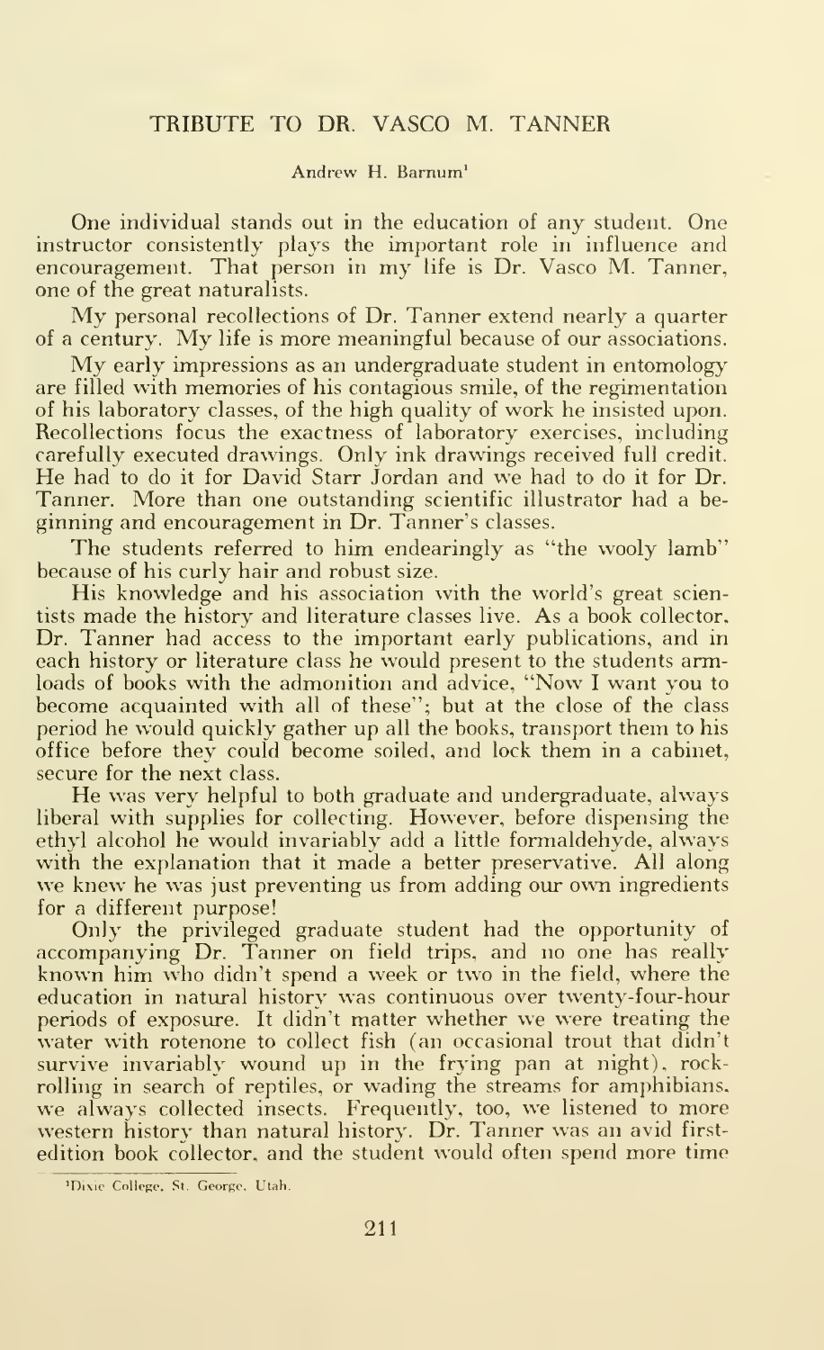## TRIBUTE TO DR. VASCO M. TANNER

Andrew H. Barnum[1]

One individual stands out in the education of any student. One instructor consistently plays the important role in influence and encouragement. That person in my life is Dr. Vasco M. Tanner, one of the great naturalists.

My personal recollections of Dr. Tanner extend nearly a quarter of a century. My life is more meaningful because of our associations.

My early impressions as an undergraduate student in entomology are filled with memories of his contagious smile, of the regimentation of his laboratory classes, of the high quality of work he insisted upon. Recollections focus the exactness of laboratory exercises, including carefully executed drawings. Only ink drawings received full credit. He had to do it for David Starr Jordan and we had to do it for Dr. Tanner. More than one outstanding scientific illustrator had a beginning and encouragement in Dr. Tanner's classes.

The students referred to him endearingly as "the wooly lamb" because of his curly hair and robust size.

His knowledge and his association with the world's great scientists made the history and literature classes live. As a book collector, Dr. Tanner had access to the important early publications, and in each history or literature class he would present to the students armloads of books with the admonition and advice, "Now I want you to become acquainted with all of these"; but at the close of the class period he would quickly gather up all the books, transport them to his office before they could become soiled, and lock them in a cabinet, secure for the next class.

He was very helpful to both graduate and undergraduate, always liberal with supplies for collecting. However, before dispensing the ethyl alcohol he would invariably add a little formaldehyde, always with the explanation that it made a better preservative. All along we knew he was just preventing us from adding our own ingredients for a different purpose!

Only the privileged graduate student had the opportunity of accompanying Dr. Tanner on field trips, and no one has really known him who didn't spend a week or two in the field, where the education in natural history was continuous over twenty-four-hour periods of exposure. It didn't matter whether we were treating the water with rotenone to collect fish (an occasional trout that didn't survive invariably wound up in the frying pan at night), rock-rolling in search of reptiles, or wading the streams for amphibians, we always collected insects. Frequently, too, we listened to more western history than natural history. Dr. Tanner was an avid first-edition book collector, and the student would often spend more time

[1]Dixie College, St. George, Utah.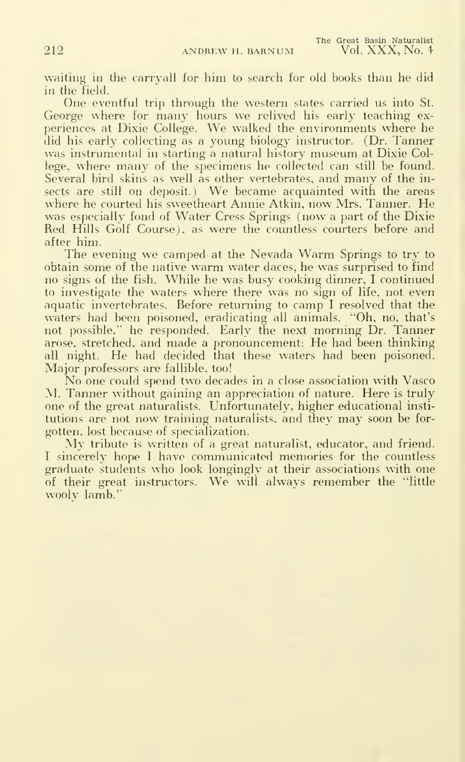waiting in the carryall for him to search for old books than he did in the field.

One eventful trip through the western states carried us into St. George where for many hours we relived his early teaching experiences at Dixie College. We walked the environments where he did his early collecting as a young biology instructor. (Dr. Tanner was instrumental in starting a natural history museum at Dixie College, where many of the specimens he collected can still be found. Several bird skins as well as other vertebrates, and many of the insects are still on deposit.) We became acquainted with the areas where he courted his sweetheart Annie Atkin, now Mrs. Tanner. He was especially fond of Water Cress Springs (now a part of the Dixie Red Hills Golf Course), as were the countless courters before and after him.

The evening we camped at the Nevada Warm Springs to try to obtain some of the native warm water daces, he was surprised to find no signs of the fish. While he was busy cooking dinner, I continued to investigate the waters where there was no sign of life, not even aquatic invertebrates. Before returning to camp I resolved that the waters had been poisoned, eradicating all animals. "Oh, no, that's not possible," he responded. Early the next morning Dr. Tanner arose, stretched, and made a pronouncement: He had been thinking all night. He had decided that these waters had been poisoned. Major professors are fallible, too!

No one could spend two decades in a close association with Vasco M. Tanner without gaining an appreciation of nature. Here is truly one of the great naturalists. Unfortunately, higher educational institutions are not now training naturalists, and they may soon be forgotten, lost because of specialization.

My tribute is written of a great naturalist, educator, and friend. I sincerely hope I have communicated memories for the countless graduate students who look longingly at their associations with one of their great instructors. We will always remember the "little wooly lamb."